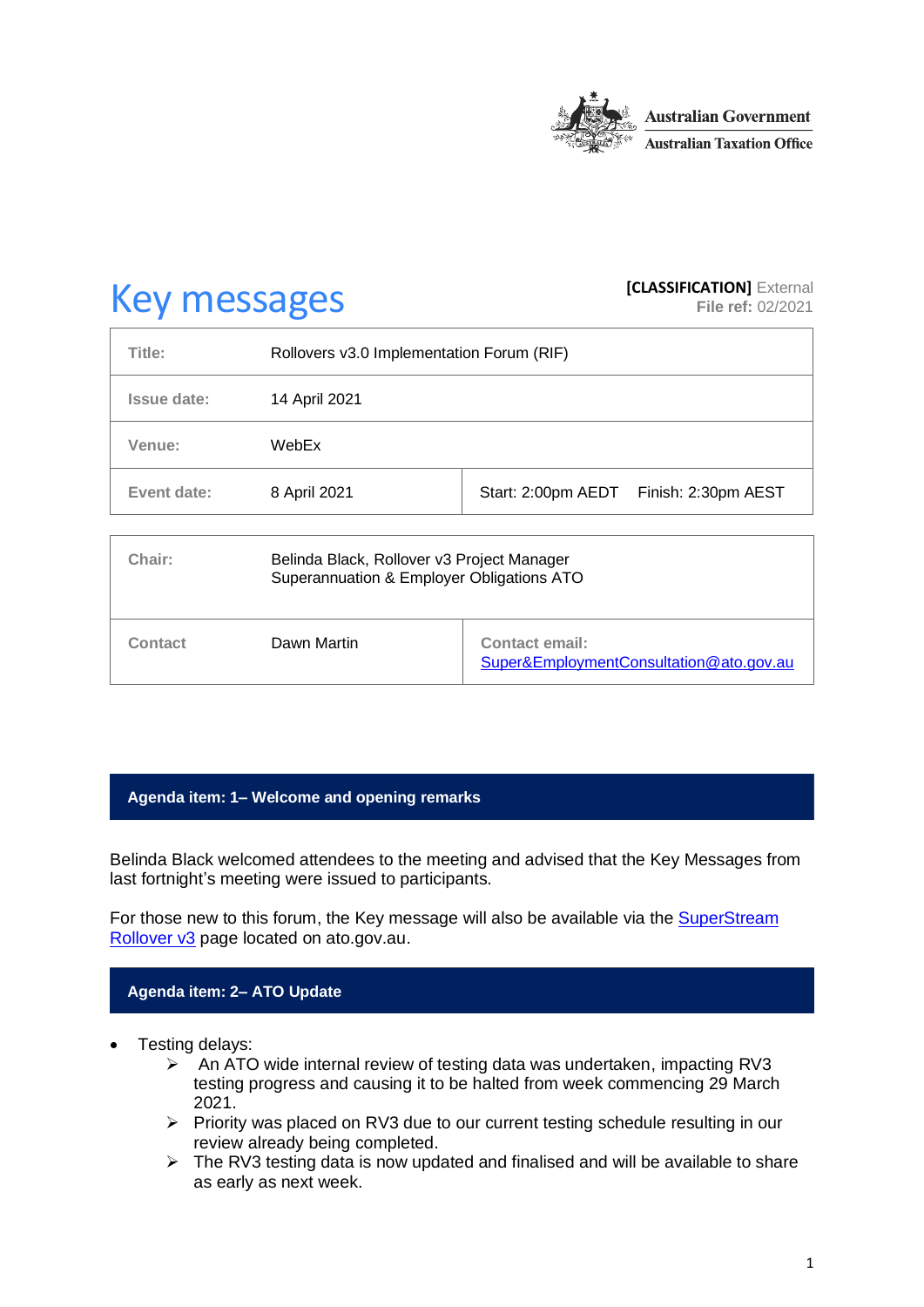Australian Government
Australian Taxation Office

# Key messages

**[CLASSIFICATION]** External
**File ref:** 02/2021

| | | |
|---|---|---|
| **Title:** | Rollovers v3.0 Implementation Forum (RIF) | |
| **Issue date:** | 14 April 2021 | |
| **Venue:** | WebEx | |
| **Event date:** | 8 April 2021 | Start: 2:00pm AEDT Finish: 2:30pm AEST |

| | | |
|---|---|---|
| **Chair:** | Belinda Black, Rollover v3 Project Manager<br>Superannuation & Employer Obligations ATO | |
| **Contact** | Dawn Martin | **Contact email:**<br>Super&EmploymentConsultation@ato.gov.au |

## Agenda item: 1– Welcome and opening remarks

Belinda Black welcomed attendees to the meeting and advised that the Key Messages from last fortnight's meeting were issued to participants.

For those new to this forum, the Key message will also be available via the SuperStream Rollover v3 page located on ato.gov.au.

## Agenda item: 2– ATO Update

- Testing delays:
  - An ATO wide internal review of testing data was undertaken, impacting RV3 testing progress and causing it to be halted from week commencing 29 March 2021.
  - Priority was placed on RV3 due to our current testing schedule resulting in our review already being completed.
  - The RV3 testing data is now updated and finalised and will be available to share as early as next week.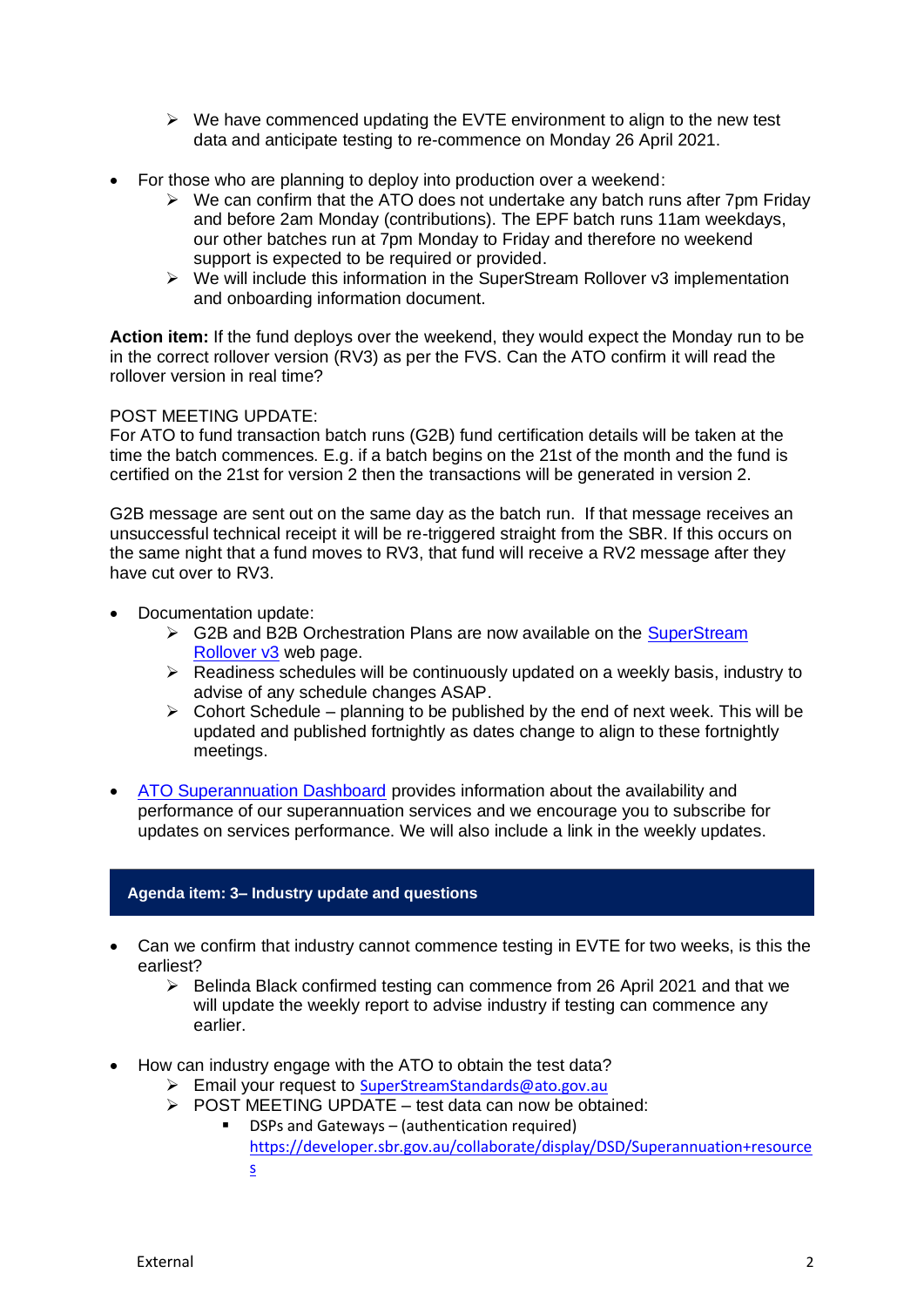- We have commenced updating the EVTE environment to align to the new test data and anticipate testing to re-commence on Monday 26 April 2021.

- For those who are planning to deploy into production over a weekend:
  - We can confirm that the ATO does not undertake any batch runs after 7pm Friday and before 2am Monday (contributions). The EPF batch runs 11am weekdays, our other batches run at 7pm Monday to Friday and therefore no weekend support is expected to be required or provided.
  - We will include this information in the SuperStream Rollover v3 implementation and onboarding information document.

**Action item:** If the fund deploys over the weekend, they would expect the Monday run to be in the correct rollover version (RV3) as per the FVS. Can the ATO confirm it will read the rollover version in real time?

POST MEETING UPDATE:
For ATO to fund transaction batch runs (G2B) fund certification details will be taken at the time the batch commences. E.g. if a batch begins on the 21st of the month and the fund is certified on the 21st for version 2 then the transactions will be generated in version 2.

G2B message are sent out on the same day as the batch run. If that message receives an unsuccessful technical receipt it will be re-triggered straight from the SBR. If this occurs on the same night that a fund moves to RV3, that fund will receive a RV2 message after they have cut over to RV3.

- Documentation update:
  - G2B and B2B Orchestration Plans are now available on the [SuperStream Rollover v3]() web page.
  - Readiness schedules will be continuously updated on a weekly basis, industry to advise of any schedule changes ASAP.
  - Cohort Schedule – planning to be published by the end of next week. This will be updated and published fortnightly as dates change to align to these fortnightly meetings.

- [ATO Superannuation Dashboard]() provides information about the availability and performance of our superannuation services and we encourage you to subscribe for updates on services performance. We will also include a link in the weekly updates.

## Agenda item: 3– Industry update and questions

- Can we confirm that industry cannot commence testing in EVTE for two weeks, is this the earliest?
  - Belinda Black confirmed testing can commence from 26 April 2021 and that we will update the weekly report to advise industry if testing can commence any earlier.

- How can industry engage with the ATO to obtain the test data?
  - Email your request to SuperStreamStandards@ato.gov.au
  - POST MEETING UPDATE – test data can now be obtained:
    - DSPs and Gateways – (authentication required) https://developer.sbr.gov.au/collaborate/display/DSD/Superannuation+resources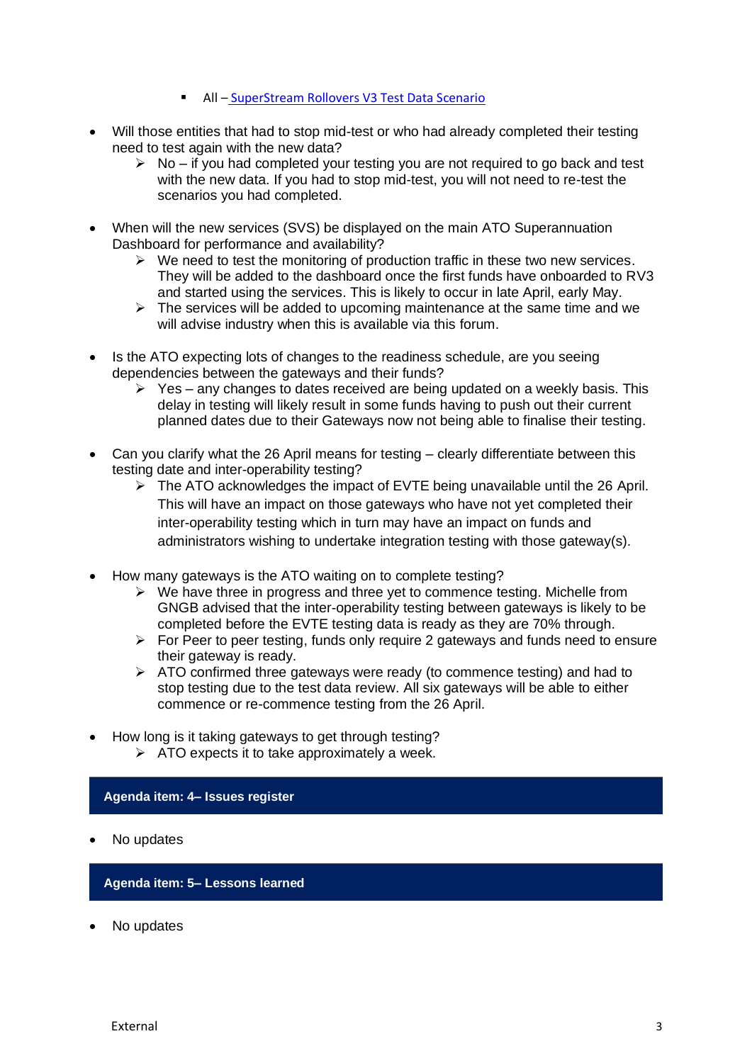- All – [SuperStream Rollovers V3 Test Data Scenario]

- Will those entities that had to stop mid-test or who had already completed their testing need to test again with the new data?
    - No – if you had completed your testing you are not required to go back and test with the new data. If you had to stop mid-test, you will not need to re-test the scenarios you had completed.

- When will the new services (SVS) be displayed on the main ATO Superannuation Dashboard for performance and availability?
    - We need to test the monitoring of production traffic in these two new services. They will be added to the dashboard once the first funds have onboarded to RV3 and started using the services. This is likely to occur in late April, early May.
    - The services will be added to upcoming maintenance at the same time and we will advise industry when this is available via this forum.

- Is the ATO expecting lots of changes to the readiness schedule, are you seeing dependencies between the gateways and their funds?
    - Yes – any changes to dates received are being updated on a weekly basis. This delay in testing will likely result in some funds having to push out their current planned dates due to their Gateways now not being able to finalise their testing.

- Can you clarify what the 26 April means for testing – clearly differentiate between this testing date and inter-operability testing?
    - The ATO acknowledges the impact of EVTE being unavailable until the 26 April. This will have an impact on those gateways who have not yet completed their inter-operability testing which in turn may have an impact on funds and administrators wishing to undertake integration testing with those gateway(s).

- How many gateways is the ATO waiting on to complete testing?
    - We have three in progress and three yet to commence testing. Michelle from GNGB advised that the inter-operability testing between gateways is likely to be completed before the EVTE testing data is ready as they are 70% through.
    - For Peer to peer testing, funds only require 2 gateways and funds need to ensure their gateway is ready.
    - ATO confirmed three gateways were ready (to commence testing) and had to stop testing due to the test data review. All six gateways will be able to either commence or re-commence testing from the 26 April.

- How long is it taking gateways to get through testing?
    - ATO expects it to take approximately a week.

## Agenda item: 4– Issues register

- No updates

## Agenda item: 5– Lessons learned

- No updates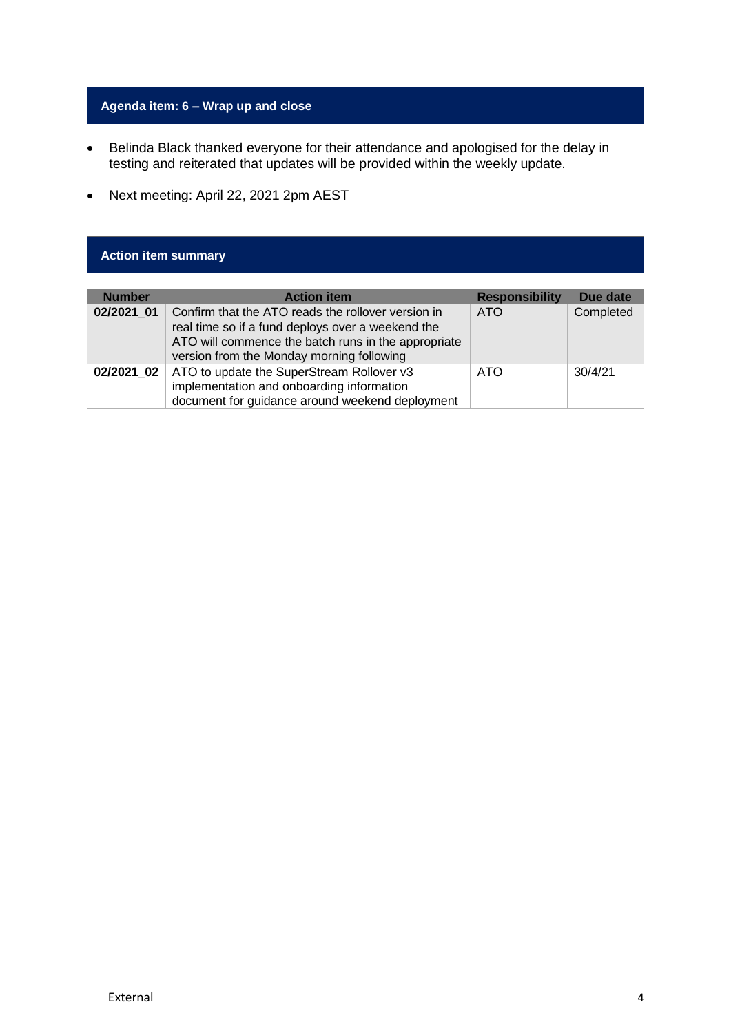## Agenda item: 6 – Wrap up and close

- Belinda Black thanked everyone for their attendance and apologised for the delay in testing and reiterated that updates will be provided within the weekly update.
- Next meeting: April 22, 2021 2pm AEST

## Action item summary

| Number | Action item | Responsibility | Due date |
|---|---|---|---|
| **02/2021_01** | Confirm that the ATO reads the rollover version in real time so if a fund deploys over a weekend the ATO will commence the batch runs in the appropriate version from the Monday morning following | ATO | Completed |
| **02/2021_02** | ATO to update the SuperStream Rollover v3 implementation and onboarding information document for guidance around weekend deployment | ATO | 30/4/21 |